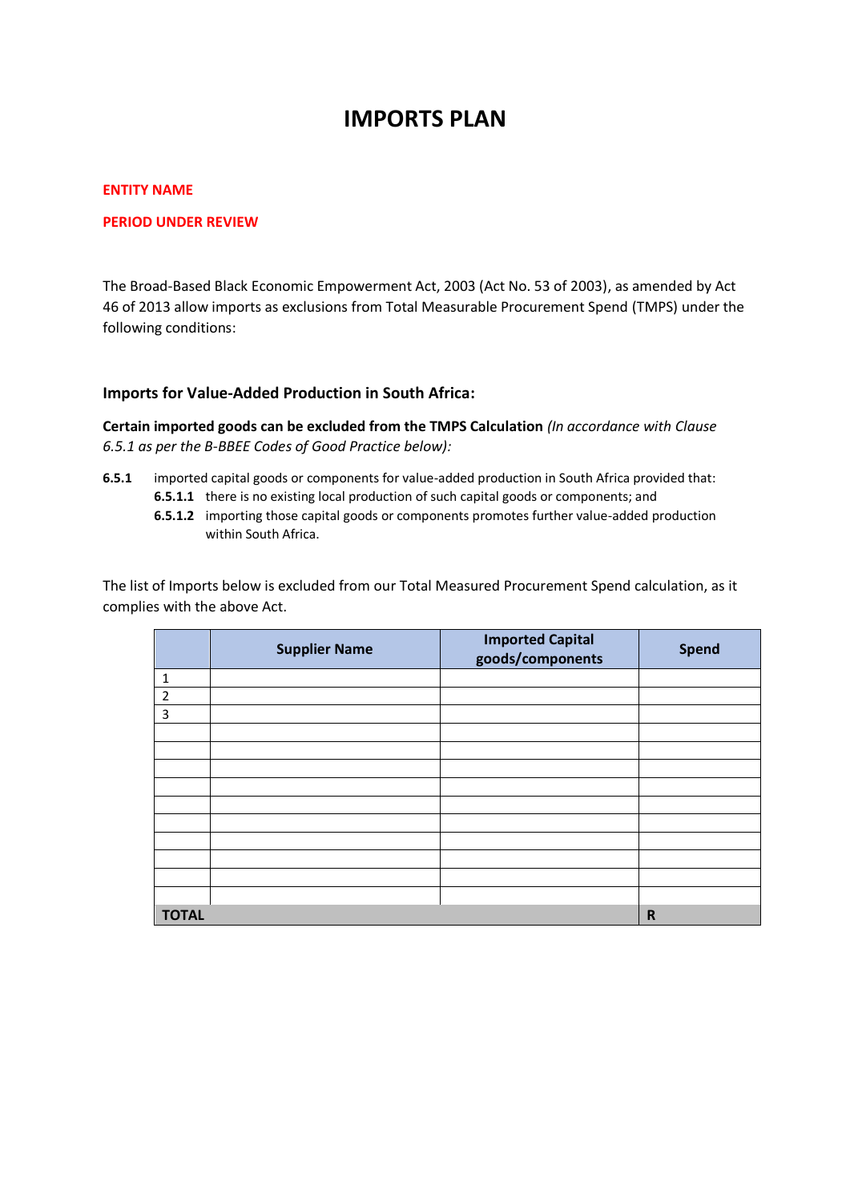# IMPORTS PLAN

**ENTITY NAME**

**PERIOD UNDER REVIEW**

The Broad-Based Black Economic Empowerment Act, 2003 (Act No. 53 of 2003), as amended by Act 46 of 2013 allow imports as exclusions from Total Measurable Procurement Spend (TMPS) under the following conditions:

### Imports for Value-Added Production in South Africa:

**Certain imported goods can be excluded from the TMPS Calculation** *(In accordance with Clause 6.5.1 as per the B-BBEE Codes of Good Practice below):*

**6.5.1** imported capital goods or components for value-added production in South Africa provided that:

- **6.5.1.1** there is no existing local production of such capital goods or components; and
- **6.5.1.2** importing those capital goods or components promotes further value-added production within South Africa.

The list of Imports below is excluded from our Total Measured Procurement Spend calculation, as it complies with the above Act.

| | Supplier Name | Imported Capital goods/components | Spend |
|---|---|---|---|
| 1 | | | |
| 2 | | | |
| 3 | | | |
| | | | |
| | | | |
| | | | |
| | | | |
| | | | |
| | | | |
| | | | |
| | | | |
| | | | |
| | | | |
| **TOTAL** | | | **R** |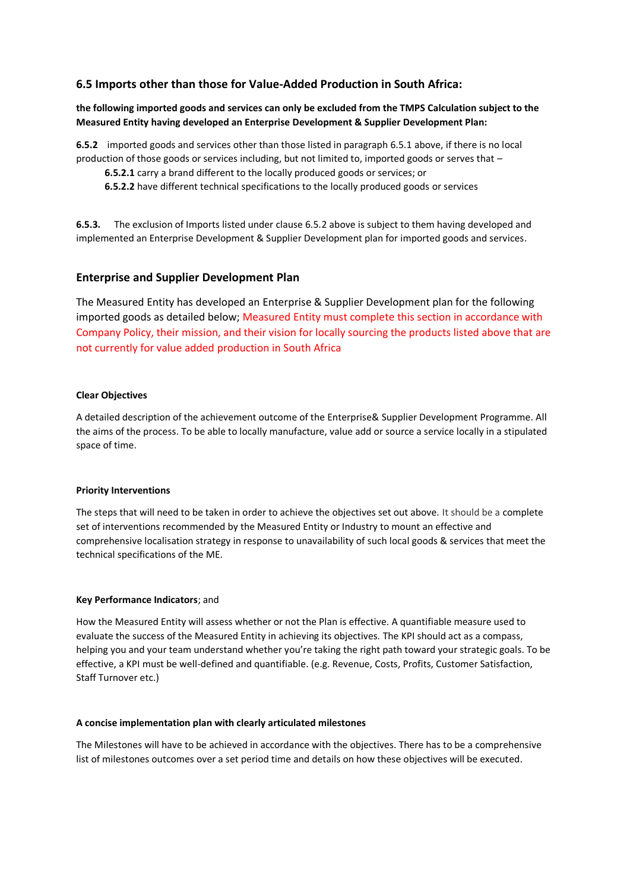## 6.5 Imports other than those for Value-Added Production in South Africa:

**the following imported goods and services can only be excluded from the TMPS Calculation subject to the Measured Entity having developed an Enterprise Development & Supplier Development Plan:**

**6.5.2** imported goods and services other than those listed in paragraph 6.5.1 above, if there is no local production of those goods or services including, but not limited to, imported goods or serves that –

**6.5.2.1** carry a brand different to the locally produced goods or services; or

**6.5.2.2** have different technical specifications to the locally produced goods or services

**6.5.3.** The exclusion of Imports listed under clause 6.5.2 above is subject to them having developed and implemented an Enterprise Development & Supplier Development plan for imported goods and services.

## Enterprise and Supplier Development Plan

The Measured Entity has developed an Enterprise & Supplier Development plan for the following imported goods as detailed below; Measured Entity must complete this section in accordance with Company Policy, their mission, and their vision for locally sourcing the products listed above that are not currently for value added production in South Africa

**Clear Objectives**

A detailed description of the achievement outcome of the Enterprise& Supplier Development Programme. All the aims of the process. To be able to locally manufacture, value add or source a service locally in a stipulated space of time.

**Priority Interventions**

The steps that will need to be taken in order to achieve the objectives set out above. It should be a complete set of interventions recommended by the Measured Entity or Industry to mount an effective and comprehensive localisation strategy in response to unavailability of such local goods & services that meet the technical specifications of the ME.

**Key Performance Indicators**; and

How the Measured Entity will assess whether or not the Plan is effective. A quantifiable measure used to evaluate the success of the Measured Entity in achieving its objectives. The KPI should act as a compass, helping you and your team understand whether you're taking the right path toward your strategic goals. To be effective, a KPI must be well-defined and quantifiable. (e.g. Revenue, Costs, Profits, Customer Satisfaction, Staff Turnover etc.)

**A concise implementation plan with clearly articulated milestones**

The Milestones will have to be achieved in accordance with the objectives. There has to be a comprehensive list of milestones outcomes over a set period time and details on how these objectives will be executed.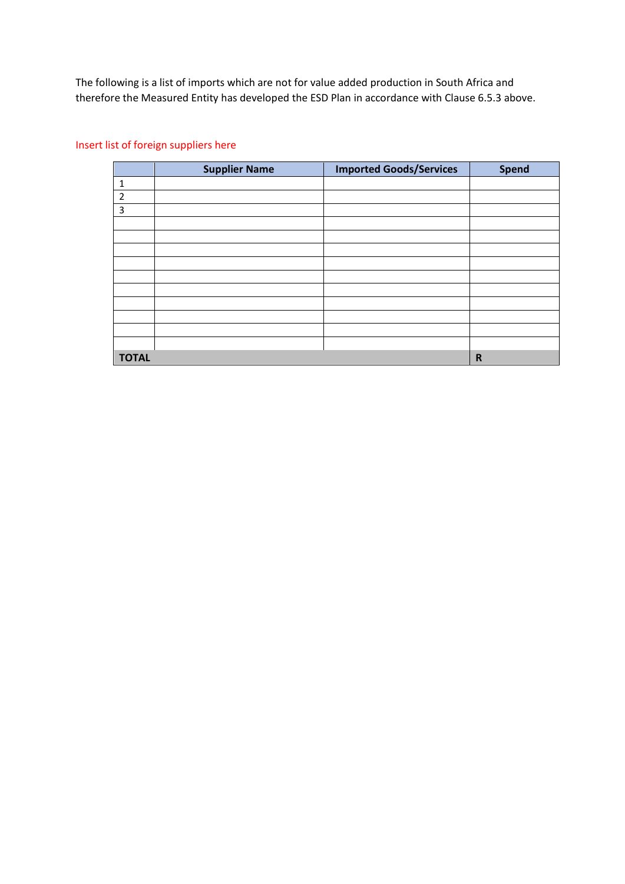The following is a list of imports which are not for value added production in South Africa and therefore the Measured Entity has developed the ESD Plan in accordance with Clause 6.5.3 above.

Insert list of foreign suppliers here

| | Supplier Name | Imported Goods/Services | Spend |
|---|---|---|---|
| 1 | | | |
| 2 | | | |
| 3 | | | |
| | | | |
| | | | |
| | | | |
| | | | |
| | | | |
| | | | |
| | | | |
| | | | |
| | | | |
| | | | |
| **TOTAL** | | | **R** |